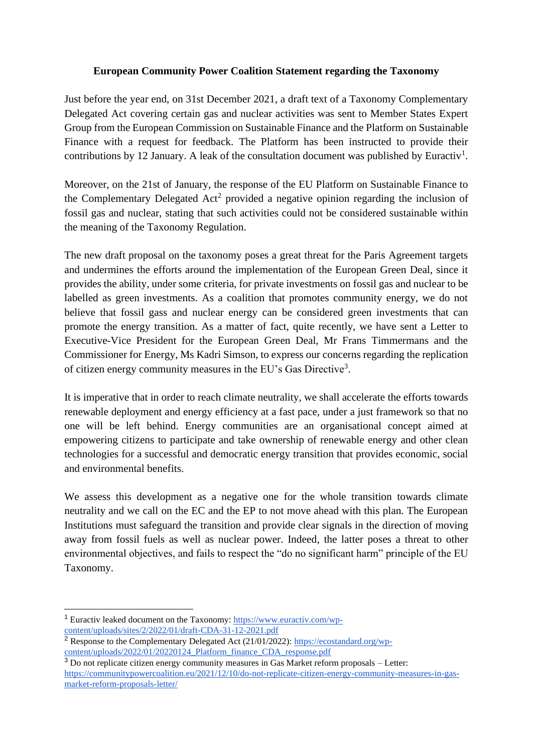**European Community Power Coalition Statement regarding the Taxonomy**

Just before the year end, on 31st December 2021, a draft text of a Taxonomy Complementary Delegated Act covering certain gas and nuclear activities was sent to Member States Expert Group from the European Commission on Sustainable Finance and the Platform on Sustainable Finance with a request for feedback. The Platform has been instructed to provide their contributions by 12 January. A leak of the consultation document was published by Euractiv[1].

Moreover, on the 21st of January, the response of the EU Platform on Sustainable Finance to the Complementary Delegated Act[2] provided a negative opinion regarding the inclusion of fossil gas and nuclear, stating that such activities could not be considered sustainable within the meaning of the Taxonomy Regulation.

The new draft proposal on the taxonomy poses a great threat for the Paris Agreement targets and undermines the efforts around the implementation of the European Green Deal, since it provides the ability, under some criteria, for private investments on fossil gas and nuclear to be labelled as green investments. As a coalition that promotes community energy, we do not believe that fossil gass and nuclear energy can be considered green investments that can promote the energy transition. As a matter of fact, quite recently, we have sent a Letter to Executive-Vice President for the European Green Deal, Mr Frans Timmermans and the Commissioner for Energy, Ms Kadri Simson, to express our concerns regarding the replication of citizen energy community measures in the EU's Gas Directive[3].

It is imperative that in order to reach climate neutrality, we shall accelerate the efforts towards renewable deployment and energy efficiency at a fast pace, under a just framework so that no one will be left behind. Energy communities are an organisational concept aimed at empowering citizens to participate and take ownership of renewable energy and other clean technologies for a successful and democratic energy transition that provides economic, social and environmental benefits.

We assess this development as a negative one for the whole transition towards climate neutrality and we call on the EC and the EP to not move ahead with this plan. The European Institutions must safeguard the transition and provide clear signals in the direction of moving away from fossil fuels as well as nuclear power. Indeed, the latter poses a threat to other environmental objectives, and fails to respect the "do no significant harm" principle of the EU Taxonomy.

---

[1] Euractiv leaked document on the Taxonomy: https://www.euractiv.com/wp-content/uploads/sites/2/2022/01/draft-CDA-31-12-2021.pdf

[2] Response to the Complementary Delegated Act (21/01/2022): https://ecostandard.org/wp-content/uploads/2022/01/20220124_Platform_finance_CDA_response.pdf

[3] Do not replicate citizen energy community measures in Gas Market reform proposals – Letter: https://communitypowercoalition.eu/2021/12/10/do-not-replicate-citizen-energy-community-measures-in-gas-market-reform-proposals-letter/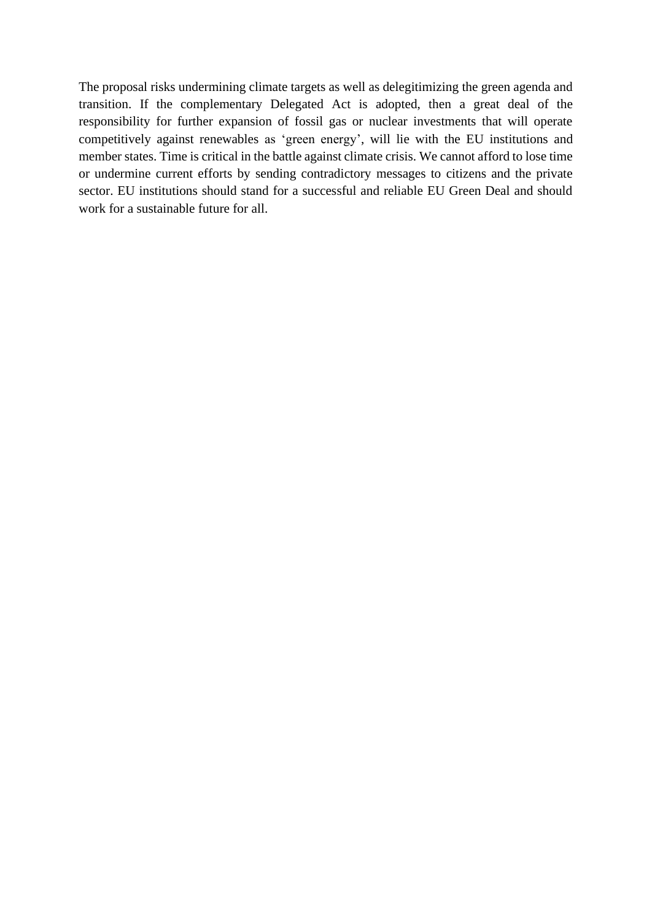The proposal risks undermining climate targets as well as delegitimizing the green agenda and transition. If the complementary Delegated Act is adopted, then a great deal of the responsibility for further expansion of fossil gas or nuclear investments that will operate competitively against renewables as ‘green energy’, will lie with the EU institutions and member states. Time is critical in the battle against climate crisis. We cannot afford to lose time or undermine current efforts by sending contradictory messages to citizens and the private sector. EU institutions should stand for a successful and reliable EU Green Deal and should work for a sustainable future for all.